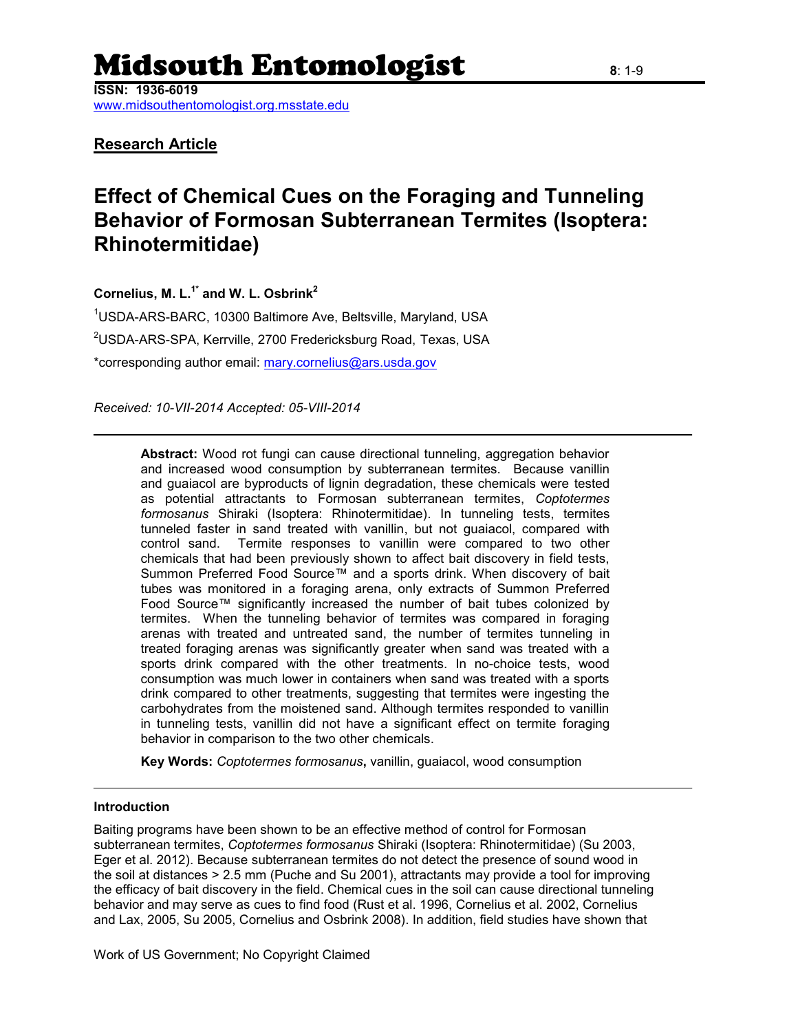# Midsouth Entomologist

**ISSN: 1936-6019**
www.midsouthentomologist.org.msstate.edu

**Research Article**

## Effect of Chemical Cues on the Foraging and Tunneling Behavior of Formosan Subterranean Termites (Isoptera: Rhinotermitidae)

**Cornelius, M. L.[1*] and W. L. Osbrink[2]**

[1]USDA-ARS-BARC, 10300 Baltimore Ave, Beltsville, Maryland, USA

[2]USDA-ARS-SPA, Kerrville, 2700 Fredericksburg Road, Texas, USA

*corresponding author email: mary.cornelius@ars.usda.gov

*Received: 10-VII-2014 Accepted: 05-VIII-2014*

---

**Abstract:** Wood rot fungi can cause directional tunneling, aggregation behavior and increased wood consumption by subterranean termites. Because vanillin and guaiacol are byproducts of lignin degradation, these chemicals were tested as potential attractants to Formosan subterranean termites, *Coptotermes formosanus* Shiraki (Isoptera: Rhinotermitidae). In tunneling tests, termites tunneled faster in sand treated with vanillin, but not guaiacol, compared with control sand. Termite responses to vanillin were compared to two other chemicals that had been previously shown to affect bait discovery in field tests, Summon Preferred Food Source™ and a sports drink. When discovery of bait tubes was monitored in a foraging arena, only extracts of Summon Preferred Food Source™ significantly increased the number of bait tubes colonized by termites. When the tunneling behavior of termites was compared in foraging arenas with treated and untreated sand, the number of termites tunneling in treated foraging arenas was significantly greater when sand was treated with a sports drink compared with the other treatments. In no-choice tests, wood consumption was much lower in containers when sand was treated with a sports drink compared to other treatments, suggesting that termites were ingesting the carbohydrates from the moistened sand. Although termites responded to vanillin in tunneling tests, vanillin did not have a significant effect on termite foraging behavior in comparison to the two other chemicals.

**Key Words:** *Coptotermes formosanus***,** vanillin, guaiacol, wood consumption

---

### Introduction

Baiting programs have been shown to be an effective method of control for Formosan subterranean termites, *Coptotermes formosanus* Shiraki (Isoptera: Rhinotermitidae) (Su 2003, Eger et al. 2012). Because subterranean termites do not detect the presence of sound wood in the soil at distances > 2.5 mm (Puche and Su 2001), attractants may provide a tool for improving the efficacy of bait discovery in the field. Chemical cues in the soil can cause directional tunneling behavior and may serve as cues to find food (Rust et al. 1996, Cornelius et al. 2002, Cornelius and Lax, 2005, Su 2005, Cornelius and Osbrink 2008). In addition, field studies have shown that

Work of US Government; No Copyright Claimed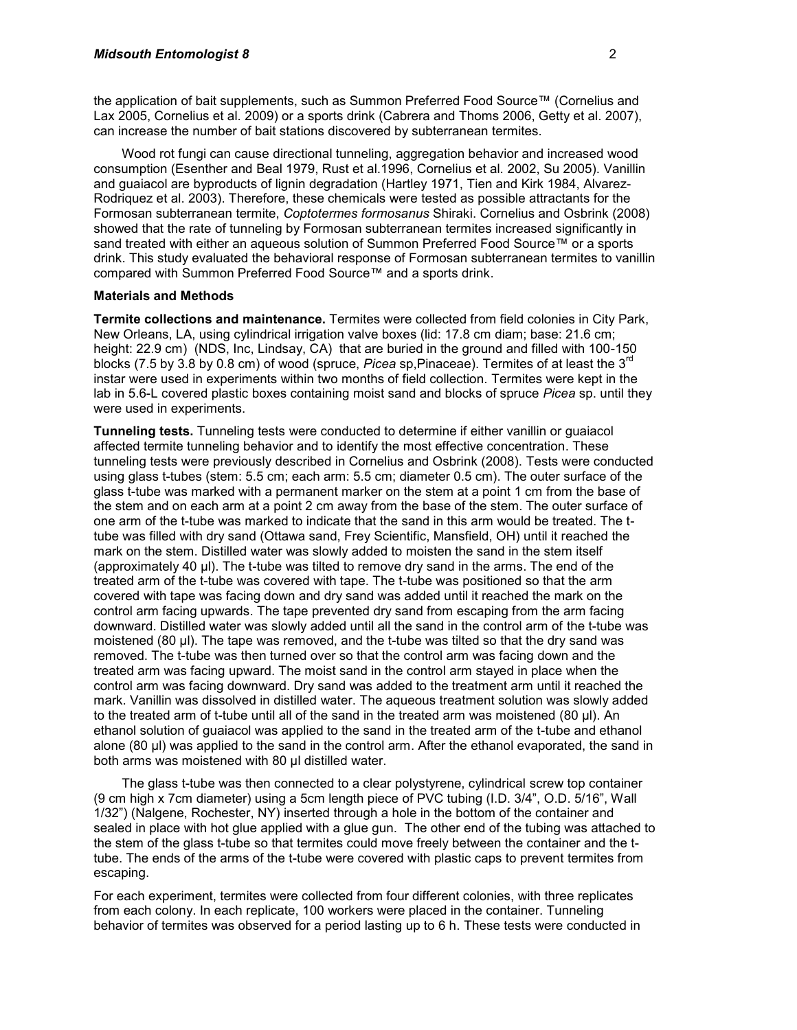the application of bait supplements, such as Summon Preferred Food Source™ (Cornelius and Lax 2005, Cornelius et al. 2009) or a sports drink (Cabrera and Thoms 2006, Getty et al. 2007), can increase the number of bait stations discovered by subterranean termites.

Wood rot fungi can cause directional tunneling, aggregation behavior and increased wood consumption (Esenther and Beal 1979, Rust et al.1996, Cornelius et al. 2002, Su 2005). Vanillin and guaiacol are byproducts of lignin degradation (Hartley 1971, Tien and Kirk 1984, Alvarez-Rodriquez et al. 2003). Therefore, these chemicals were tested as possible attractants for the Formosan subterranean termite, *Coptotermes formosanus* Shiraki. Cornelius and Osbrink (2008) showed that the rate of tunneling by Formosan subterranean termites increased significantly in sand treated with either an aqueous solution of Summon Preferred Food Source™ or a sports drink. This study evaluated the behavioral response of Formosan subterranean termites to vanillin compared with Summon Preferred Food Source™ and a sports drink.

## Materials and Methods

**Termite collections and maintenance.** Termites were collected from field colonies in City Park, New Orleans, LA, using cylindrical irrigation valve boxes (lid: 17.8 cm diam; base: 21.6 cm; height: 22.9 cm) (NDS, Inc, Lindsay, CA) that are buried in the ground and filled with 100-150 blocks (7.5 by 3.8 by 0.8 cm) of wood (spruce, *Picea* sp,Pinaceae). Termites of at least the 3rd instar were used in experiments within two months of field collection. Termites were kept in the lab in 5.6-L covered plastic boxes containing moist sand and blocks of spruce *Picea* sp. until they were used in experiments.

**Tunneling tests.** Tunneling tests were conducted to determine if either vanillin or guaiacol affected termite tunneling behavior and to identify the most effective concentration. These tunneling tests were previously described in Cornelius and Osbrink (2008). Tests were conducted using glass t-tubes (stem: 5.5 cm; each arm: 5.5 cm; diameter 0.5 cm). The outer surface of the glass t-tube was marked with a permanent marker on the stem at a point 1 cm from the base of the stem and on each arm at a point 2 cm away from the base of the stem. The outer surface of one arm of the t-tube was marked to indicate that the sand in this arm would be treated. The t-tube was filled with dry sand (Ottawa sand, Frey Scientific, Mansfield, OH) until it reached the mark on the stem. Distilled water was slowly added to moisten the sand in the stem itself (approximately 40 µl). The t-tube was tilted to remove dry sand in the arms. The end of the treated arm of the t-tube was covered with tape. The t-tube was positioned so that the arm covered with tape was facing down and dry sand was added until it reached the mark on the control arm facing upwards. The tape prevented dry sand from escaping from the arm facing downward. Distilled water was slowly added until all the sand in the control arm of the t-tube was moistened (80 µl). The tape was removed, and the t-tube was tilted so that the dry sand was removed. The t-tube was then turned over so that the control arm was facing down and the treated arm was facing upward. The moist sand in the control arm stayed in place when the control arm was facing downward. Dry sand was added to the treatment arm until it reached the mark. Vanillin was dissolved in distilled water. The aqueous treatment solution was slowly added to the treated arm of t-tube until all of the sand in the treated arm was moistened (80 µl). An ethanol solution of guaiacol was applied to the sand in the treated arm of the t-tube and ethanol alone (80 µl) was applied to the sand in the control arm. After the ethanol evaporated, the sand in both arms was moistened with 80 µl distilled water.

The glass t-tube was then connected to a clear polystyrene, cylindrical screw top container (9 cm high x 7cm diameter) using a 5cm length piece of PVC tubing (I.D. 3/4", O.D. 5/16", Wall 1/32") (Nalgene, Rochester, NY) inserted through a hole in the bottom of the container and sealed in place with hot glue applied with a glue gun. The other end of the tubing was attached to the stem of the glass t-tube so that termites could move freely between the container and the t-tube. The ends of the arms of the t-tube were covered with plastic caps to prevent termites from escaping.

For each experiment, termites were collected from four different colonies, with three replicates from each colony. In each replicate, 100 workers were placed in the container. Tunneling behavior of termites was observed for a period lasting up to 6 h. These tests were conducted in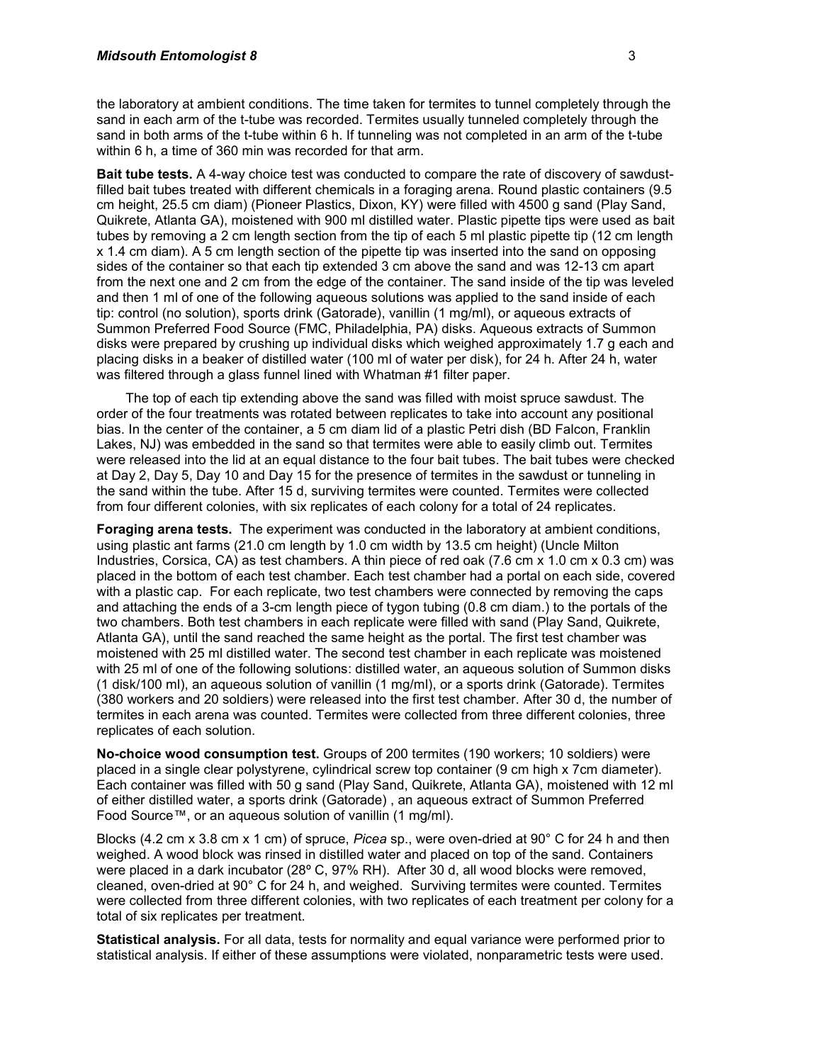the laboratory at ambient conditions. The time taken for termites to tunnel completely through the sand in each arm of the t-tube was recorded. Termites usually tunneled completely through the sand in both arms of the t-tube within 6 h. If tunneling was not completed in an arm of the t-tube within 6 h, a time of 360 min was recorded for that arm.

**Bait tube tests.** A 4-way choice test was conducted to compare the rate of discovery of sawdust-filled bait tubes treated with different chemicals in a foraging arena. Round plastic containers (9.5 cm height, 25.5 cm diam) (Pioneer Plastics, Dixon, KY) were filled with 4500 g sand (Play Sand, Quikrete, Atlanta GA), moistened with 900 ml distilled water. Plastic pipette tips were used as bait tubes by removing a 2 cm length section from the tip of each 5 ml plastic pipette tip (12 cm length x 1.4 cm diam). A 5 cm length section of the pipette tip was inserted into the sand on opposing sides of the container so that each tip extended 3 cm above the sand and was 12-13 cm apart from the next one and 2 cm from the edge of the container. The sand inside of the tip was leveled and then 1 ml of one of the following aqueous solutions was applied to the sand inside of each tip: control (no solution), sports drink (Gatorade), vanillin (1 mg/ml), or aqueous extracts of Summon Preferred Food Source (FMC, Philadelphia, PA) disks. Aqueous extracts of Summon disks were prepared by crushing up individual disks which weighed approximately 1.7 g each and placing disks in a beaker of distilled water (100 ml of water per disk), for 24 h. After 24 h, water was filtered through a glass funnel lined with Whatman #1 filter paper.

The top of each tip extending above the sand was filled with moist spruce sawdust. The order of the four treatments was rotated between replicates to take into account any positional bias. In the center of the container, a 5 cm diam lid of a plastic Petri dish (BD Falcon, Franklin Lakes, NJ) was embedded in the sand so that termites were able to easily climb out. Termites were released into the lid at an equal distance to the four bait tubes. The bait tubes were checked at Day 2, Day 5, Day 10 and Day 15 for the presence of termites in the sawdust or tunneling in the sand within the tube. After 15 d, surviving termites were counted. Termites were collected from four different colonies, with six replicates of each colony for a total of 24 replicates.

**Foraging arena tests.** The experiment was conducted in the laboratory at ambient conditions, using plastic ant farms (21.0 cm length by 1.0 cm width by 13.5 cm height) (Uncle Milton Industries, Corsica, CA) as test chambers. A thin piece of red oak (7.6 cm x 1.0 cm x 0.3 cm) was placed in the bottom of each test chamber. Each test chamber had a portal on each side, covered with a plastic cap. For each replicate, two test chambers were connected by removing the caps and attaching the ends of a 3-cm length piece of tygon tubing (0.8 cm diam.) to the portals of the two chambers. Both test chambers in each replicate were filled with sand (Play Sand, Quikrete, Atlanta GA), until the sand reached the same height as the portal. The first test chamber was moistened with 25 ml distilled water. The second test chamber in each replicate was moistened with 25 ml of one of the following solutions: distilled water, an aqueous solution of Summon disks (1 disk/100 ml), an aqueous solution of vanillin (1 mg/ml), or a sports drink (Gatorade). Termites (380 workers and 20 soldiers) were released into the first test chamber. After 30 d, the number of termites in each arena was counted. Termites were collected from three different colonies, three replicates of each solution.

**No-choice wood consumption test.** Groups of 200 termites (190 workers; 10 soldiers) were placed in a single clear polystyrene, cylindrical screw top container (9 cm high x 7cm diameter). Each container was filled with 50 g sand (Play Sand, Quikrete, Atlanta GA), moistened with 12 ml of either distilled water, a sports drink (Gatorade) , an aqueous extract of Summon Preferred Food Source™, or an aqueous solution of vanillin (1 mg/ml).

Blocks (4.2 cm x 3.8 cm x 1 cm) of spruce, *Picea* sp., were oven-dried at 90° C for 24 h and then weighed. A wood block was rinsed in distilled water and placed on top of the sand. Containers were placed in a dark incubator (28º C, 97% RH). After 30 d, all wood blocks were removed, cleaned, oven-dried at 90° C for 24 h, and weighed. Surviving termites were counted. Termites were collected from three different colonies, with two replicates of each treatment per colony for a total of six replicates per treatment.

**Statistical analysis.** For all data, tests for normality and equal variance were performed prior to statistical analysis. If either of these assumptions were violated, nonparametric tests were used.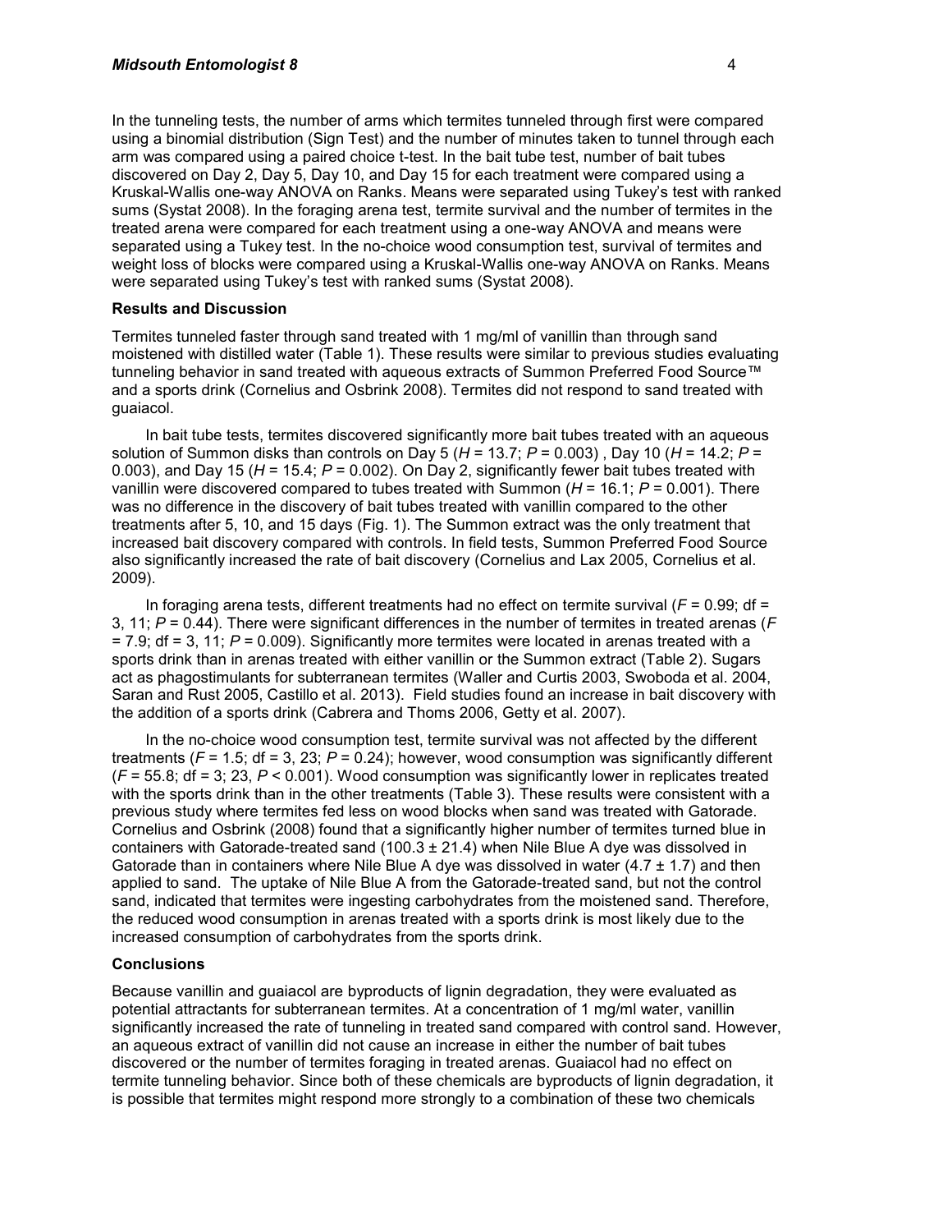In the tunneling tests, the number of arms which termites tunneled through first were compared using a binomial distribution (Sign Test) and the number of minutes taken to tunnel through each arm was compared using a paired choice t-test. In the bait tube test, number of bait tubes discovered on Day 2, Day 5, Day 10, and Day 15 for each treatment were compared using a Kruskal-Wallis one-way ANOVA on Ranks. Means were separated using Tukey's test with ranked sums (Systat 2008). In the foraging arena test, termite survival and the number of termites in the treated arena were compared for each treatment using a one-way ANOVA and means were separated using a Tukey test. In the no-choice wood consumption test, survival of termites and weight loss of blocks were compared using a Kruskal-Wallis one-way ANOVA on Ranks. Means were separated using Tukey's test with ranked sums (Systat 2008).

### Results and Discussion

Termites tunneled faster through sand treated with 1 mg/ml of vanillin than through sand moistened with distilled water (Table 1). These results were similar to previous studies evaluating tunneling behavior in sand treated with aqueous extracts of Summon Preferred Food Source™ and a sports drink (Cornelius and Osbrink 2008). Termites did not respond to sand treated with guaiacol.

In bait tube tests, termites discovered significantly more bait tubes treated with an aqueous solution of Summon disks than controls on Day 5 ($H$ = 13.7; $P$ = 0.003) , Day 10 ($H$ = 14.2; $P$ = 0.003), and Day 15 ($H$ = 15.4; $P$ = 0.002). On Day 2, significantly fewer bait tubes treated with vanillin were discovered compared to tubes treated with Summon ($H$ = 16.1; $P$ = 0.001). There was no difference in the discovery of bait tubes treated with vanillin compared to the other treatments after 5, 10, and 15 days (Fig. 1). The Summon extract was the only treatment that increased bait discovery compared with controls. In field tests, Summon Preferred Food Source also significantly increased the rate of bait discovery (Cornelius and Lax 2005, Cornelius et al. 2009).

In foraging arena tests, different treatments had no effect on termite survival ($F$ = 0.99; df = 3, 11; $P$ = 0.44). There were significant differences in the number of termites in treated arenas ($F$ = 7.9; df = 3, 11; $P$ = 0.009). Significantly more termites were located in arenas treated with a sports drink than in arenas treated with either vanillin or the Summon extract (Table 2). Sugars act as phagostimulants for subterranean termites (Waller and Curtis 2003, Swoboda et al. 2004, Saran and Rust 2005, Castillo et al. 2013). Field studies found an increase in bait discovery with the addition of a sports drink (Cabrera and Thoms 2006, Getty et al. 2007).

In the no-choice wood consumption test, termite survival was not affected by the different treatments ($F$ = 1.5; df = 3, 23; $P$ = 0.24); however, wood consumption was significantly different ($F$ = 55.8; df = 3; 23, $P$ < 0.001). Wood consumption was significantly lower in replicates treated with the sports drink than in the other treatments (Table 3). These results were consistent with a previous study where termites fed less on wood blocks when sand was treated with Gatorade. Cornelius and Osbrink (2008) found that a significantly higher number of termites turned blue in containers with Gatorade-treated sand (100.3 ± 21.4) when Nile Blue A dye was dissolved in Gatorade than in containers where Nile Blue A dye was dissolved in water (4.7 ± 1.7) and then applied to sand. The uptake of Nile Blue A from the Gatorade-treated sand, but not the control sand, indicated that termites were ingesting carbohydrates from the moistened sand. Therefore, the reduced wood consumption in arenas treated with a sports drink is most likely due to the increased consumption of carbohydrates from the sports drink.

### Conclusions

Because vanillin and guaiacol are byproducts of lignin degradation, they were evaluated as potential attractants for subterranean termites. At a concentration of 1 mg/ml water, vanillin significantly increased the rate of tunneling in treated sand compared with control sand. However, an aqueous extract of vanillin did not cause an increase in either the number of bait tubes discovered or the number of termites foraging in treated arenas. Guaiacol had no effect on termite tunneling behavior. Since both of these chemicals are byproducts of lignin degradation, it is possible that termites might respond more strongly to a combination of these two chemicals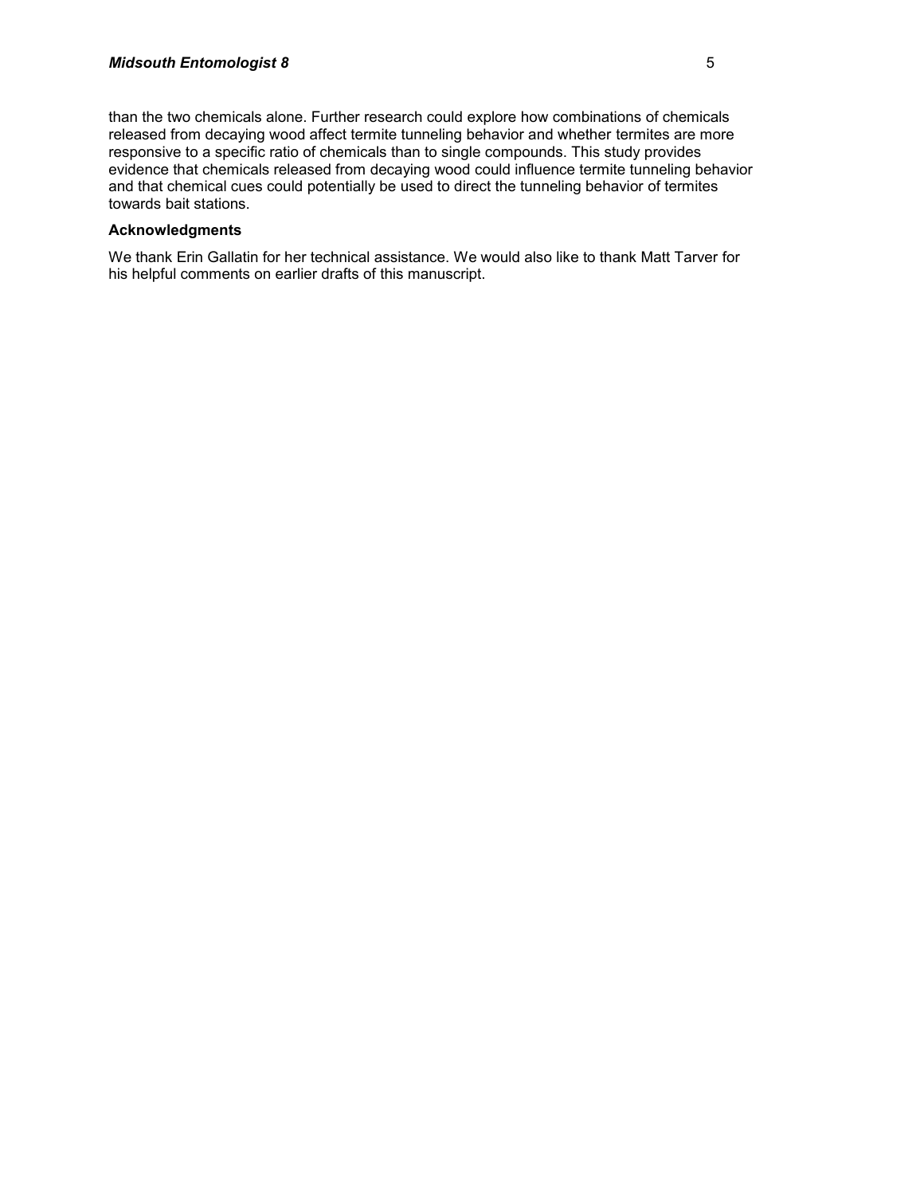than the two chemicals alone. Further research could explore how combinations of chemicals released from decaying wood affect termite tunneling behavior and whether termites are more responsive to a specific ratio of chemicals than to single compounds. This study provides evidence that chemicals released from decaying wood could influence termite tunneling behavior and that chemical cues could potentially be used to direct the tunneling behavior of termites towards bait stations.

### Acknowledgments

We thank Erin Gallatin for her technical assistance. We would also like to thank Matt Tarver for his helpful comments on earlier drafts of this manuscript.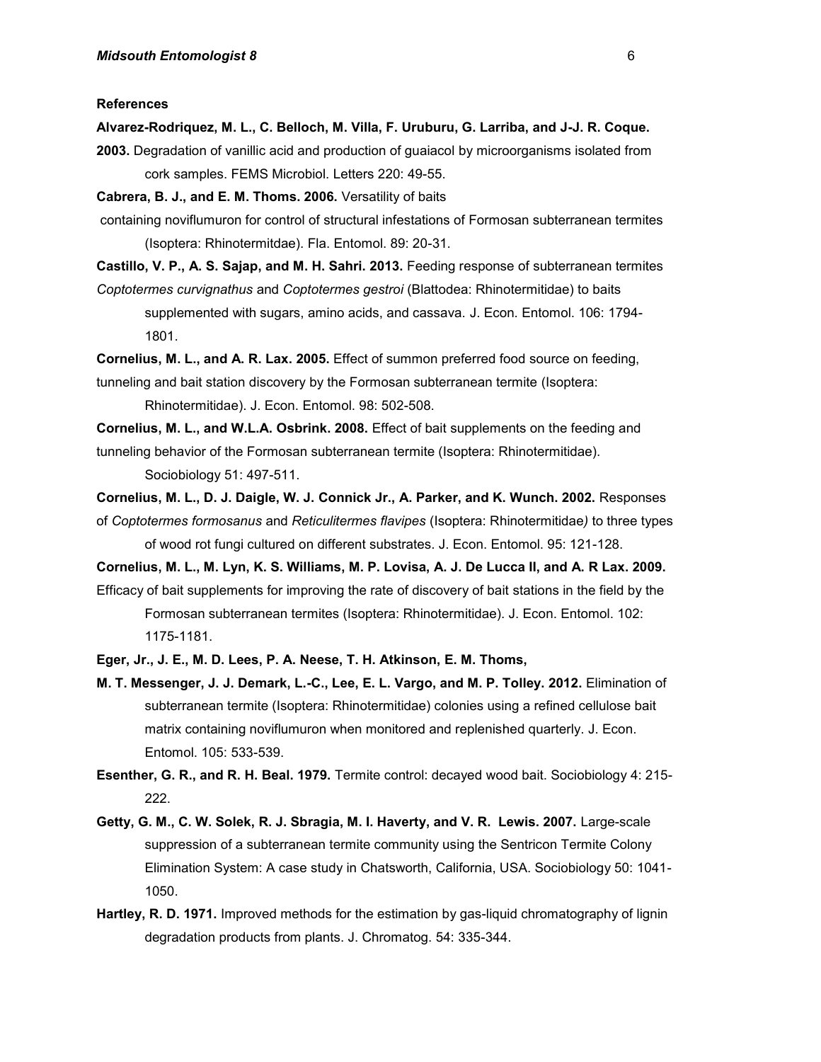**References**

**Alvarez-Rodriquez, M. L., C. Belloch, M. Villa, F. Uruburu, G. Larriba, and J-J. R. Coque. 2003.** Degradation of vanillic acid and production of guaiacol by microorganisms isolated from cork samples. FEMS Microbiol. Letters 220: 49-55.

**Cabrera, B. J., and E. M. Thoms. 2006.** Versatility of baits containing noviflumuron for control of structural infestations of Formosan subterranean termites (Isoptera: Rhinotermitdae). Fla. Entomol. 89: 20-31.

**Castillo, V. P., A. S. Sajap, and M. H. Sahri. 2013.** Feeding response of subterranean termites *Coptotermes curvignathus* and *Coptotermes gestroi* (Blattodea: Rhinotermitidae) to baits supplemented with sugars, amino acids, and cassava. J. Econ. Entomol. 106: 1794-1801.

**Cornelius, M. L., and A. R. Lax. 2005.** Effect of summon preferred food source on feeding, tunneling and bait station discovery by the Formosan subterranean termite (Isoptera: Rhinotermitidae). J. Econ. Entomol. 98: 502-508.

**Cornelius, M. L., and W.L.A. Osbrink. 2008.** Effect of bait supplements on the feeding and tunneling behavior of the Formosan subterranean termite (Isoptera: Rhinotermitidae). Sociobiology 51: 497-511.

**Cornelius, M. L., D. J. Daigle, W. J. Connick Jr., A. Parker, and K. Wunch. 2002.** Responses of *Coptotermes formosanus* and *Reticulitermes flavipes* (Isoptera: Rhinotermitidae) to three types of wood rot fungi cultured on different substrates. J. Econ. Entomol. 95: 121-128.

**Cornelius, M. L., M. Lyn, K. S. Williams, M. P. Lovisa, A. J. De Lucca II, and A. R Lax. 2009.** Efficacy of bait supplements for improving the rate of discovery of bait stations in the field by the Formosan subterranean termites (Isoptera: Rhinotermitidae). J. Econ. Entomol. 102: 1175-1181.

**Eger, Jr., J. E., M. D. Lees, P. A. Neese, T. H. Atkinson, E. M. Thoms, M. T. Messenger, J. J. Demark, L.-C., Lee, E. L. Vargo, and M. P. Tolley. 2012.** Elimination of subterranean termite (Isoptera: Rhinotermitidae) colonies using a refined cellulose bait matrix containing noviflumuron when monitored and replenished quarterly. J. Econ. Entomol. 105: 533-539.

**Esenther, G. R., and R. H. Beal. 1979.** Termite control: decayed wood bait. Sociobiology 4: 215-222.

**Getty, G. M., C. W. Solek, R. J. Sbragia, M. I. Haverty, and V. R. Lewis. 2007.** Large-scale suppression of a subterranean termite community using the Sentricon Termite Colony Elimination System: A case study in Chatsworth, California, USA. Sociobiology 50: 1041-1050.

**Hartley, R. D. 1971.** Improved methods for the estimation by gas-liquid chromatography of lignin degradation products from plants. J. Chromatog. 54: 335-344.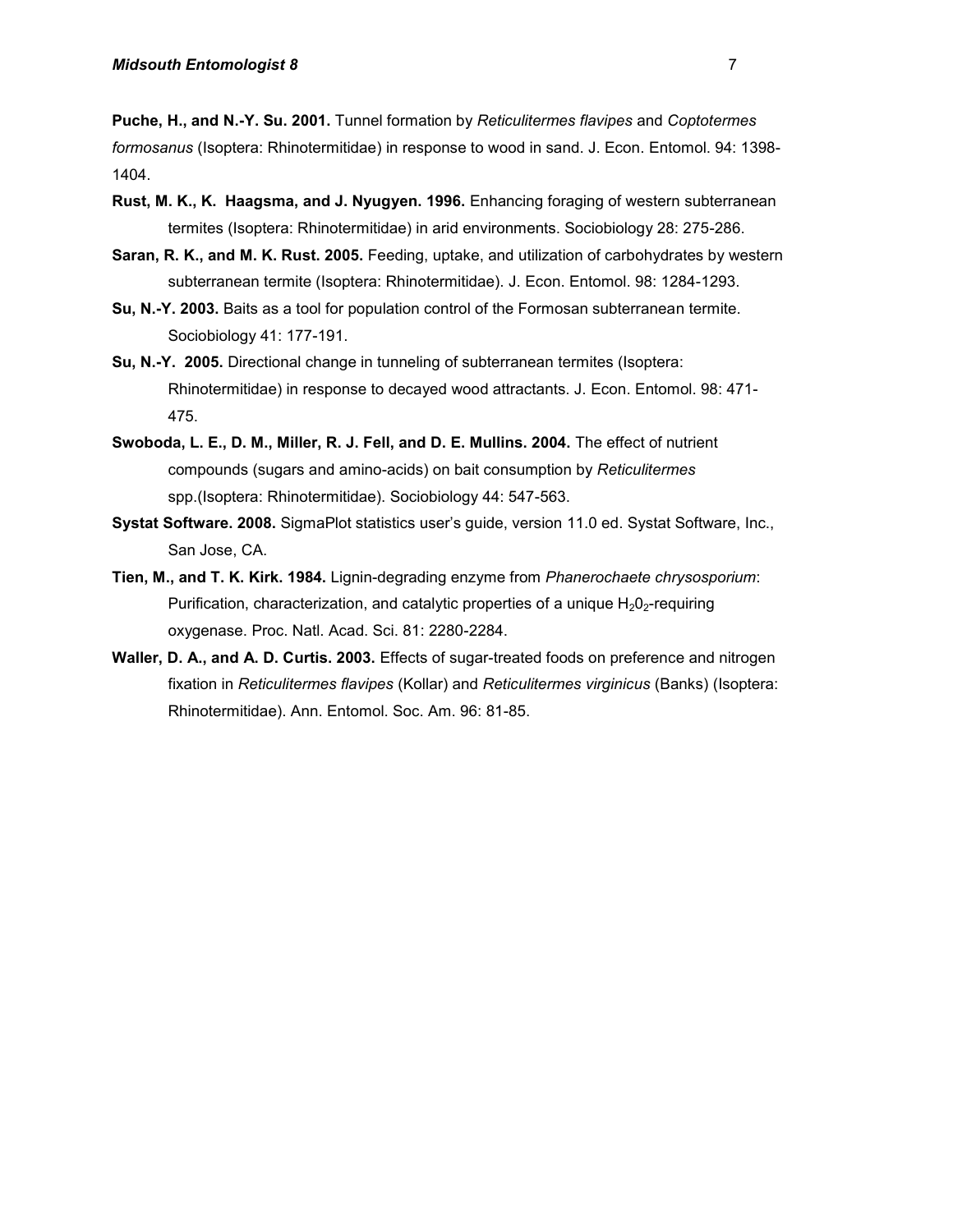**Puche, H., and N.-Y. Su. 2001.** Tunnel formation by *Reticulitermes flavipes* and *Coptotermes formosanus* (Isoptera: Rhinotermitidae) in response to wood in sand. J. Econ. Entomol. 94: 1398-1404.

**Rust, M. K., K. Haagsma, and J. Nyugyen. 1996.** Enhancing foraging of western subterranean termites (Isoptera: Rhinotermitidae) in arid environments. Sociobiology 28: 275-286.

**Saran, R. K., and M. K. Rust. 2005.** Feeding, uptake, and utilization of carbohydrates by western subterranean termite (Isoptera: Rhinotermitidae). J. Econ. Entomol. 98: 1284-1293.

**Su, N.-Y. 2003.** Baits as a tool for population control of the Formosan subterranean termite. Sociobiology 41: 177-191.

**Su, N.-Y. 2005.** Directional change in tunneling of subterranean termites (Isoptera: Rhinotermitidae) in response to decayed wood attractants. J. Econ. Entomol. 98: 471-475.

**Swoboda, L. E., D. M., Miller, R. J. Fell, and D. E. Mullins. 2004.** The effect of nutrient compounds (sugars and amino-acids) on bait consumption by *Reticulitermes* spp.(Isoptera: Rhinotermitidae). Sociobiology 44: 547-563.

**Systat Software. 2008.** SigmaPlot statistics user's guide, version 11.0 ed. Systat Software, Inc., San Jose, CA.

**Tien, M., and T. K. Kirk. 1984.** Lignin-degrading enzyme from *Phanerochaete chrysosporium*: Purification, characterization, and catalytic properties of a unique $H_20_2$-requiring oxygenase. Proc. Natl. Acad. Sci. 81: 2280-2284.

**Waller, D. A., and A. D. Curtis. 2003.** Effects of sugar-treated foods on preference and nitrogen fixation in *Reticulitermes flavipes* (Kollar) and *Reticulitermes virginicus* (Banks) (Isoptera: Rhinotermitidae). Ann. Entomol. Soc. Am. 96: 81-85.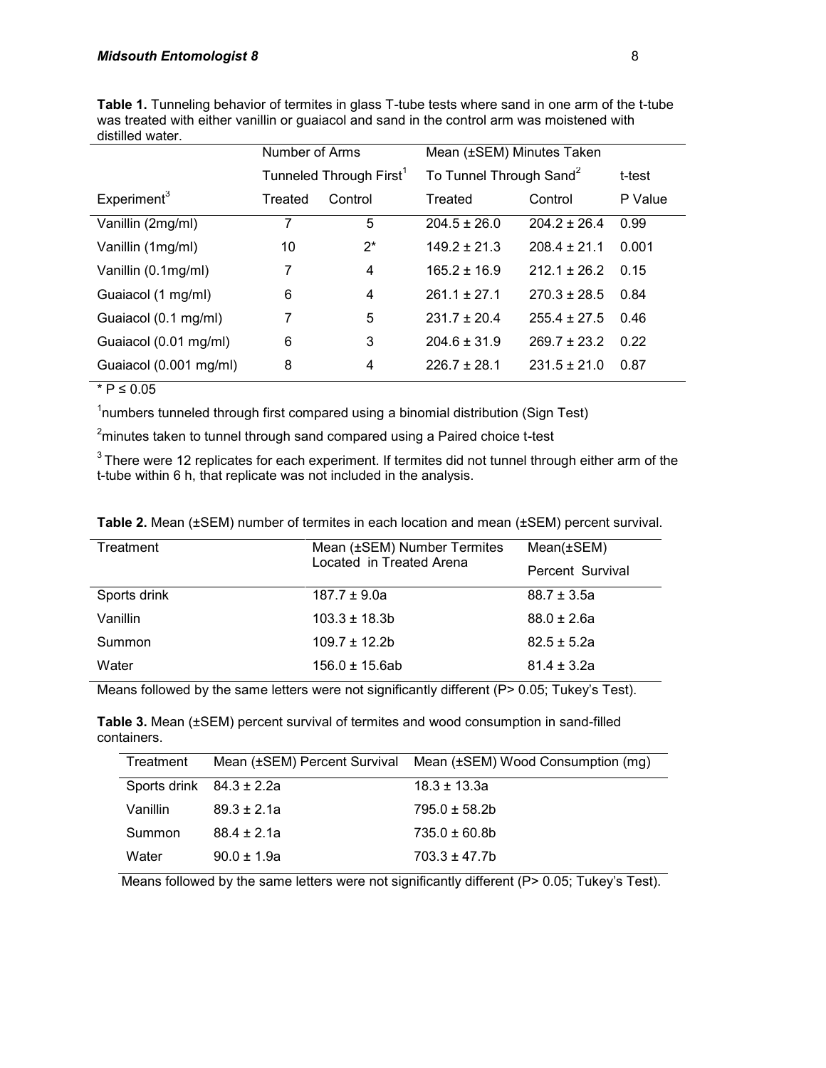**Table 1.** Tunneling behavior of termites in glass T-tube tests where sand in one arm of the t-tube was treated with either vanillin or guaiacol and sand in the control arm was moistened with distilled water.

| | Number of Arms Tunneled Through First[1] | | Mean (±SEM) Minutes Taken To Tunnel Through Sand[2] | | t-test |
|---|---|---|---|---|---|
| Experiment[3] | Treated | Control | Treated | Control | P Value |
| Vanillin (2mg/ml) | 7 | 5 | 204.5 ± 26.0 | 204.2 ± 26.4 | 0.99 |
| Vanillin (1mg/ml) | 10 | 2* | 149.2 ± 21.3 | 208.4 ± 21.1 | 0.001 |
| Vanillin (0.1mg/ml) | 7 | 4 | 165.2 ± 16.9 | 212.1 ± 26.2 | 0.15 |
| Guaiacol (1 mg/ml) | 6 | 4 | 261.1 ± 27.1 | 270.3 ± 28.5 | 0.84 |
| Guaiacol (0.1 mg/ml) | 7 | 5 | 231.7 ± 20.4 | 255.4 ± 27.5 | 0.46 |
| Guaiacol (0.01 mg/ml) | 6 | 3 | 204.6 ± 31.9 | 269.7 ± 23.2 | 0.22 |
| Guaiacol (0.001 mg/ml) | 8 | 4 | 226.7 ± 28.1 | 231.5 ± 21.0 | 0.87 |

* $P \leq 0.05$

[1]numbers tunneled through first compared using a binomial distribution (Sign Test)

[2]minutes taken to tunnel through sand compared using a Paired choice t-test

[3] There were 12 replicates for each experiment. If termites did not tunnel through either arm of the t-tube within 6 h, that replicate was not included in the analysis.

**Table 2.** Mean (±SEM) number of termites in each location and mean (±SEM) percent survival.

| Treatment | Mean (±SEM) Number Termites Located in Treated Arena | Mean(±SEM) Percent Survival |
|---|---|---|
| Sports drink | 187.7 ± 9.0a | 88.7 ± 3.5a |
| Vanillin | 103.3 ± 18.3b | 88.0 ± 2.6a |
| Summon | 109.7 ± 12.2b | 82.5 ± 5.2a |
| Water | 156.0 ± 15.6ab | 81.4 ± 3.2a |

Means followed by the same letters were not significantly different (P> 0.05; Tukey's Test).

**Table 3.** Mean (±SEM) percent survival of termites and wood consumption in sand-filled containers.

| Treatment | Mean (±SEM) Percent Survival | Mean (±SEM) Wood Consumption (mg) |
|---|---|---|
| Sports drink | 84.3 ± 2.2a | 18.3 ± 13.3a |
| Vanillin | 89.3 ± 2.1a | 795.0 ± 58.2b |
| Summon | 88.4 ± 2.1a | 735.0 ± 60.8b |
| Water | 90.0 ± 1.9a | 703.3 ± 47.7b |

Means followed by the same letters were not significantly different (P> 0.05; Tukey's Test).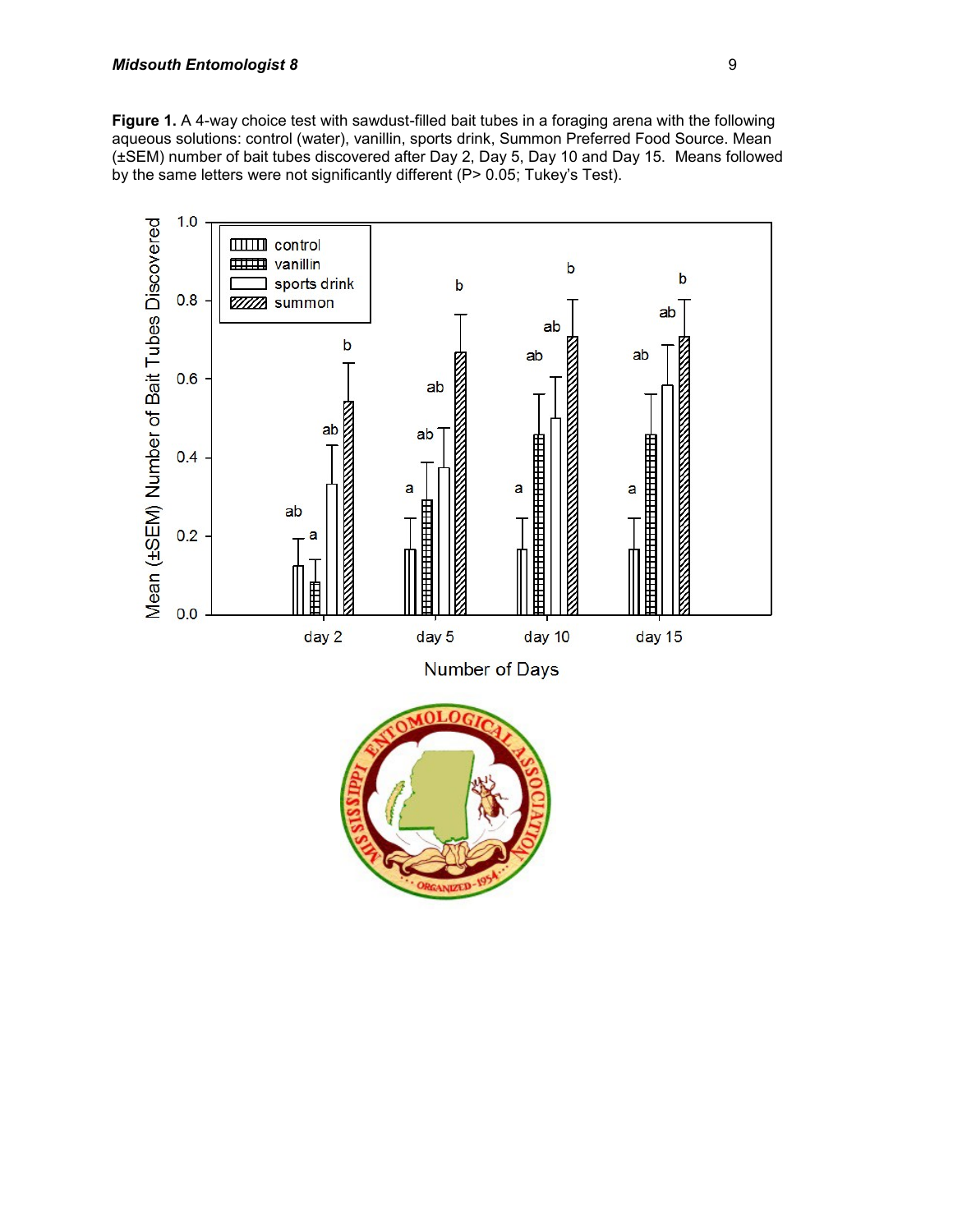**Figure 1.** A 4-way choice test with sawdust-filled bait tubes in a foraging arena with the following aqueous solutions: control (water), vanillin, sports drink, Summon Preferred Food Source. Mean (±SEM) number of bait tubes discovered after Day 2, Day 5, Day 10 and Day 15. Means followed by the same letters were not significantly different (P> 0.05; Tukey's Test).

Mean (±SEM) Number of Bait Tubes Discovered

1.0
0.8
0.6
0.4
0.2
0.0

control
vanillin
sports drink
summon

ab a ab b
a ab ab b
a ab ab b
a ab ab b

day 2
day 5
day 10
day 15

Number of Days